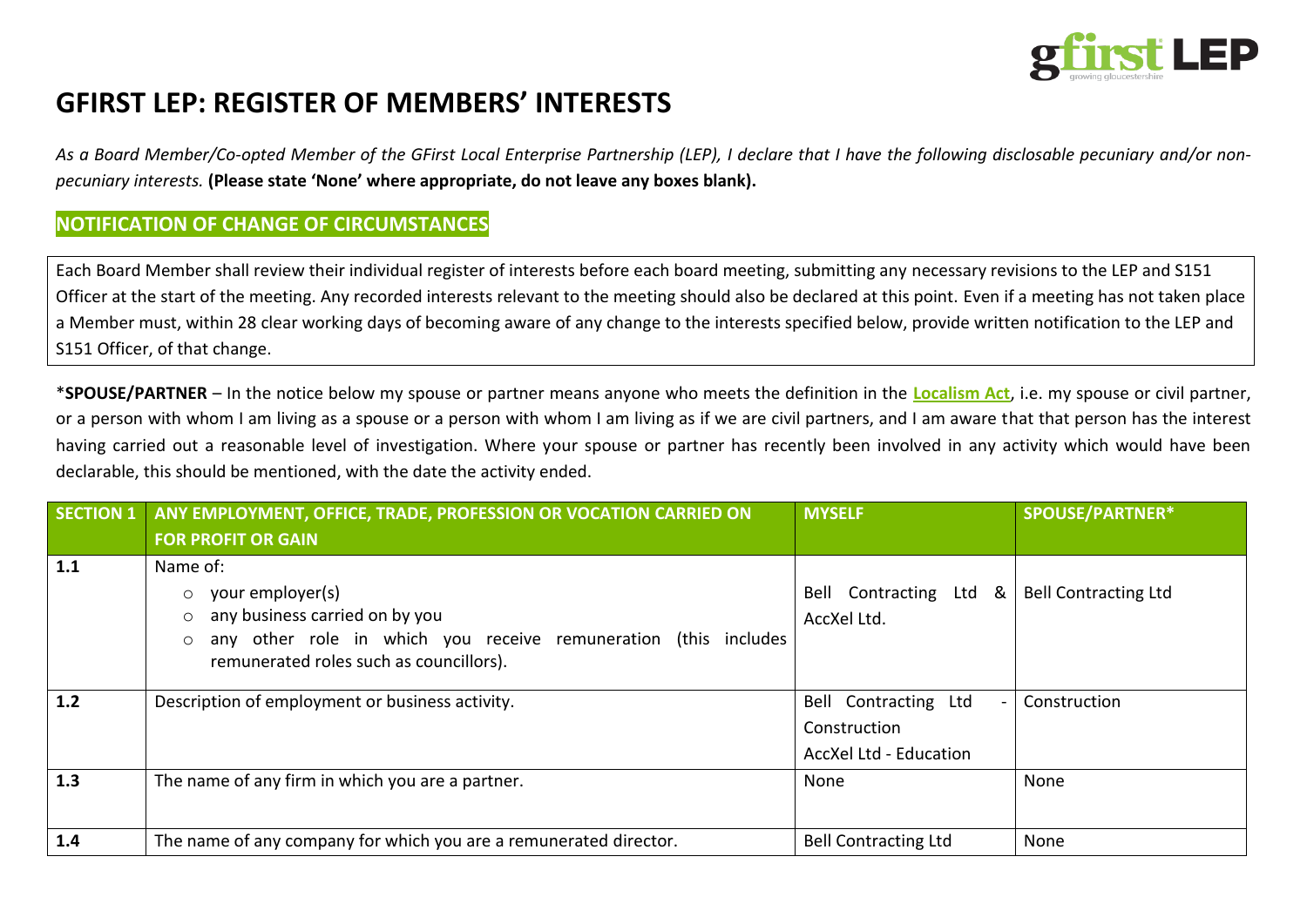# GFIRST LEP: REGISTER OF MEMBERS' INTERESTS

*As a Board Member/Co-opted Member of the GFirst Local Enterprise Partnership (LEP), I declare that I have the following disclosable pecuniary and/or non-pecuniary interests.* **(Please state 'None' where appropriate, do not leave any boxes blank).**

## NOTIFICATION OF CHANGE OF CIRCUMSTANCES

Each Board Member shall review their individual register of interests before each board meeting, submitting any necessary revisions to the LEP and S151 Officer at the start of the meeting. Any recorded interests relevant to the meeting should also be declared at this point. Even if a meeting has not taken place a Member must, within 28 clear working days of becoming aware of any change to the interests specified below, provide written notification to the LEP and S151 Officer, of that change.

***SPOUSE/PARTNER** – In the notice below my spouse or partner means anyone who meets the definition in the **Localism Act**, i.e. my spouse or civil partner, or a person with whom I am living as a spouse or a person with whom I am living as if we are civil partners, and I am aware that that person has the interest having carried out a reasonable level of investigation. Where your spouse or partner has recently been involved in any activity which would have been declarable, this should be mentioned, with the date the activity ended.

| SECTION 1 | ANY EMPLOYMENT, OFFICE, TRADE, PROFESSION OR VOCATION CARRIED ON FOR PROFIT OR GAIN | MYSELF | SPOUSE/PARTNER* |
|---|---|---|---|
| 1.1 | Name of:<br>○ your employer(s)<br>○ any business carried on by you<br>○ any other role in which you receive remuneration (this includes remunerated roles such as councillors). | Bell Contracting Ltd & AccXel Ltd. | Bell Contracting Ltd |
| 1.2 | Description of employment or business activity. | Bell Contracting Ltd - Construction<br>AccXel Ltd - Education | Construction |
| 1.3 | The name of any firm in which you are a partner. | None | None |
| 1.4 | The name of any company for which you are a remunerated director. | Bell Contracting Ltd | None |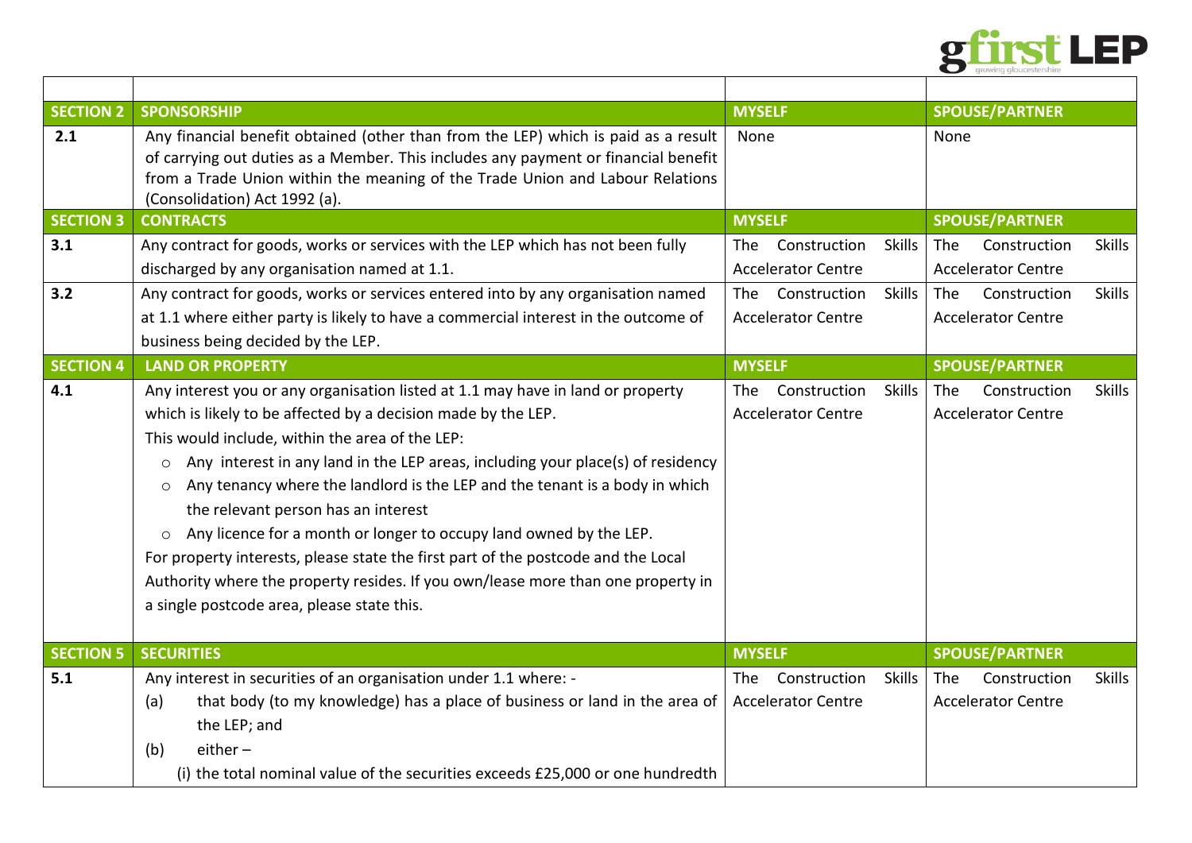| | | | |
|---|---|---|---|
| **SECTION 2** | **SPONSORSHIP** | **MYSELF** | **SPOUSE/PARTNER** |
| **2.1** | Any financial benefit obtained (other than from the LEP) which is paid as a result of carrying out duties as a Member. This includes any payment or financial benefit from a Trade Union within the meaning of the Trade Union and Labour Relations (Consolidation) Act 1992 (a). | None | None |
| **SECTION 3** | **CONTRACTS** | **MYSELF** | **SPOUSE/PARTNER** |
| **3.1** | Any contract for goods, works or services with the LEP which has not been fully discharged by any organisation named at 1.1. | The Construction Skills Accelerator Centre | The Construction Skills Accelerator Centre |
| **3.2** | Any contract for goods, works or services entered into by any organisation named at 1.1 where either party is likely to have a commercial interest in the outcome of business being decided by the LEP. | The Construction Skills Accelerator Centre | The Construction Skills Accelerator Centre |
| **SECTION 4** | **LAND OR PROPERTY** | **MYSELF** | **SPOUSE/PARTNER** |
| **4.1** | Any interest you or any organisation listed at 1.1 may have in land or property which is likely to be affected by a decision made by the LEP.<br>This would include, within the area of the LEP:<br>○ Any interest in any land in the LEP areas, including your place(s) of residency<br>○ Any tenancy where the landlord is the LEP and the tenant is a body in which the relevant person has an interest<br>○ Any licence for a month or longer to occupy land owned by the LEP.<br>For property interests, please state the first part of the postcode and the Local Authority where the property resides. If you own/lease more than one property in a single postcode area, please state this. | The Construction Skills Accelerator Centre | The Construction Skills Accelerator Centre |
| **SECTION 5** | **SECURITIES** | **MYSELF** | **SPOUSE/PARTNER** |
| **5.1** | Any interest in securities of an organisation under 1.1 where: -<br>(a) that body (to my knowledge) has a place of business or land in the area of the LEP; and<br>(b) either –<br>(i) the total nominal value of the securities exceeds £25,000 or one hundredth | The Construction Skills Accelerator Centre | The Construction Skills Accelerator Centre |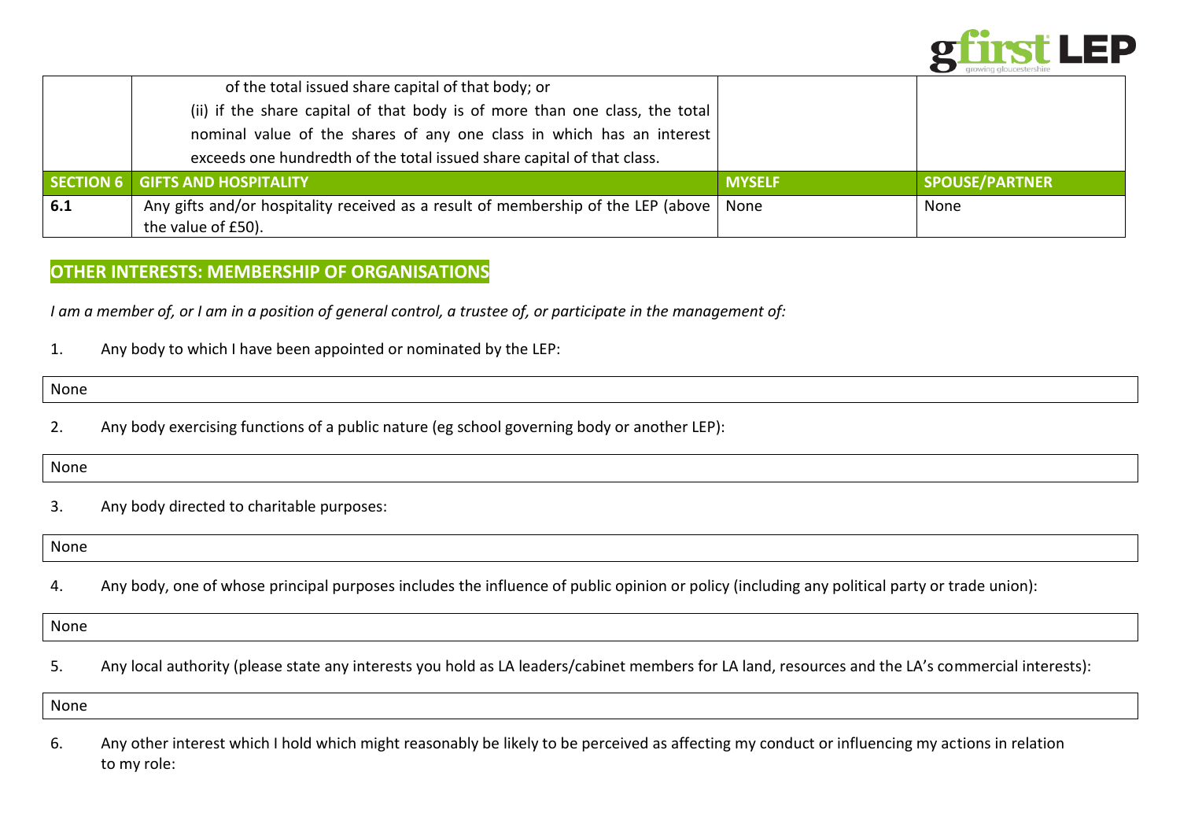| | | | |
|---|---|---|---|
| | of the total issued share capital of that body; or<br>(ii) if the share capital of that body is of more than one class, the total nominal value of the shares of any one class in which has an interest exceeds one hundredth of the total issued share capital of that class. | | |
| **SECTION 6** | **GIFTS AND HOSPITALITY** | **MYSELF** | **SPOUSE/PARTNER** |
| **6.1** | Any gifts and/or hospitality received as a result of membership of the LEP (above the value of £50). | None | None |

## OTHER INTERESTS: MEMBERSHIP OF ORGANISATIONS

*I am a member of, or I am in a position of general control, a trustee of, or participate in the management of:*

1. Any body to which I have been appointed or nominated by the LEP:

None

2. Any body exercising functions of a public nature (eg school governing body or another LEP):

None

3. Any body directed to charitable purposes:

None

4. Any body, one of whose principal purposes includes the influence of public opinion or policy (including any political party or trade union):

None

5. Any local authority (please state any interests you hold as LA leaders/cabinet members for LA land, resources and the LA's commercial interests):

None

6. Any other interest which I hold which might reasonably be likely to be perceived as affecting my conduct or influencing my actions in relation to my role: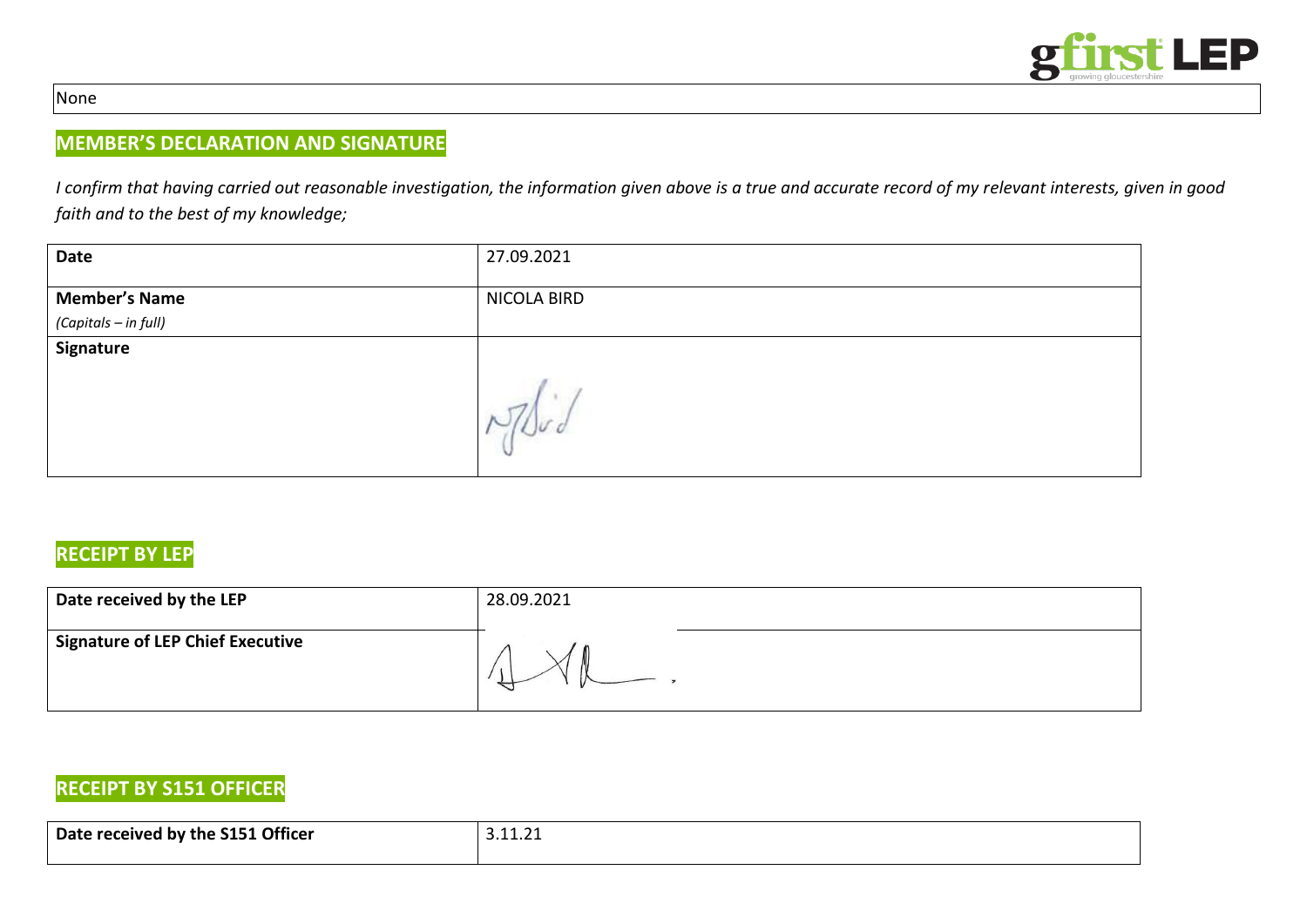None

## MEMBER'S DECLARATION AND SIGNATURE

*I confirm that having carried out reasonable investigation, the information given above is a true and accurate record of my relevant interests, given in good faith and to the best of my knowledge;*

| **Date** | 27.09.2021 |
|---|---|
| **Member's Name** *(Capitals – in full)* | NICOLA BIRD |
| **Signature** | |

## RECEIPT BY LEP

| **Date received by the LEP** | 28.09.2021 |
|---|---|
| **Signature of LEP Chief Executive** | |

## RECEIPT BY S151 OFFICER

| **Date received by the S151 Officer** | 3.11.21 |
|---|---|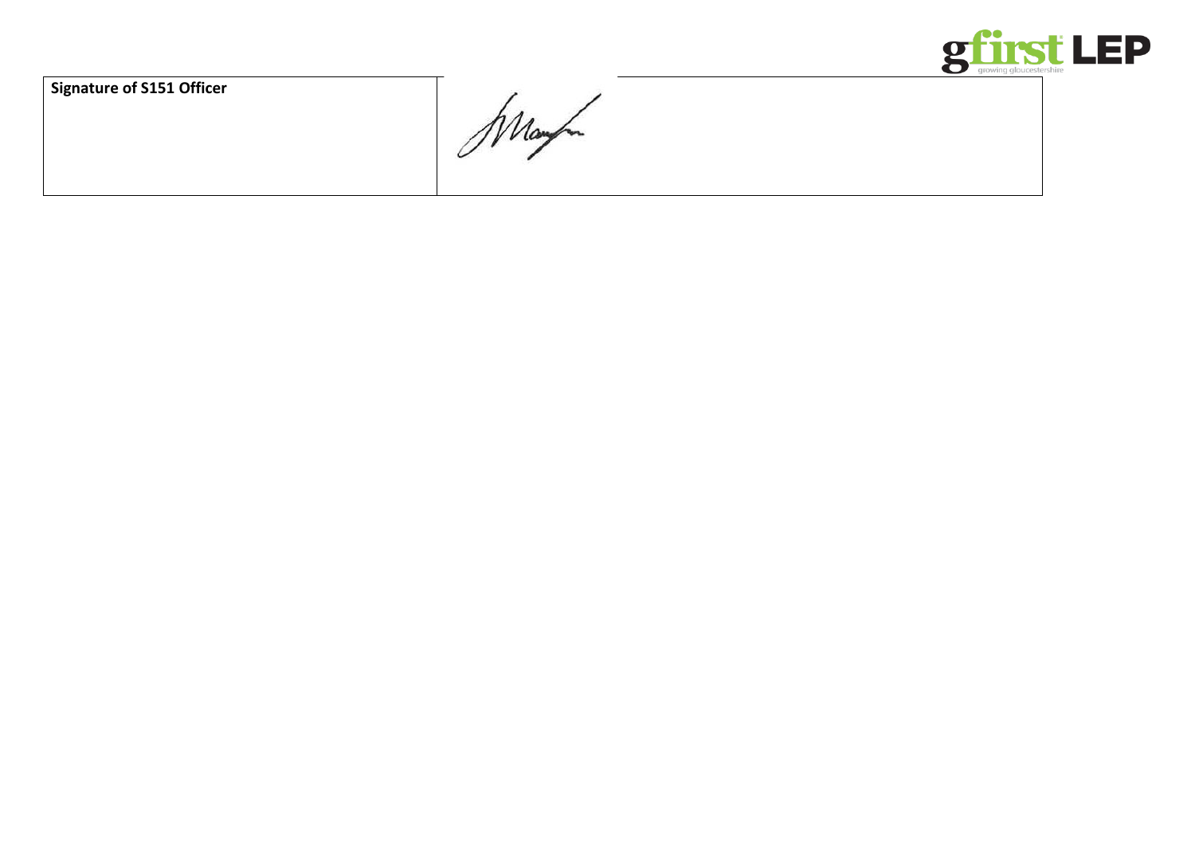| | |
|---|---|
| **Signature of S151 Officer** | |